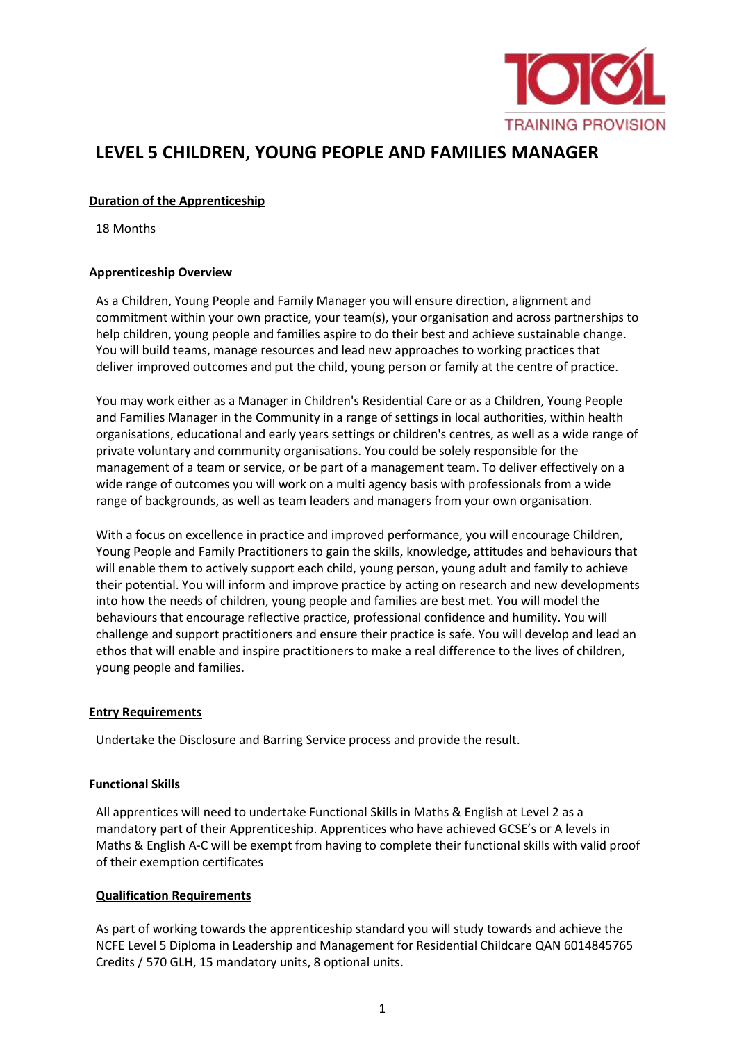# LEVEL 5 CHILDREN, YOUNG PEOPLE AND FAMILIES MANAGER

**Duration of the Apprenticeship**

18 Months

**Apprenticeship Overview**

As a Children, Young People and Family Manager you will ensure direction, alignment and commitment within your own practice, your team(s), your organisation and across partnerships to help children, young people and families aspire to do their best and achieve sustainable change. You will build teams, manage resources and lead new approaches to working practices that deliver improved outcomes and put the child, young person or family at the centre of practice.

You may work either as a Manager in Children's Residential Care or as a Children, Young People and Families Manager in the Community in a range of settings in local authorities, within health organisations, educational and early years settings or children's centres, as well as a wide range of private voluntary and community organisations. You could be solely responsible for the management of a team or service, or be part of a management team. To deliver effectively on a wide range of outcomes you will work on a multi agency basis with professionals from a wide range of backgrounds, as well as team leaders and managers from your own organisation.

With a focus on excellence in practice and improved performance, you will encourage Children, Young People and Family Practitioners to gain the skills, knowledge, attitudes and behaviours that will enable them to actively support each child, young person, young adult and family to achieve their potential. You will inform and improve practice by acting on research and new developments into how the needs of children, young people and families are best met. You will model the behaviours that encourage reflective practice, professional confidence and humility. You will challenge and support practitioners and ensure their practice is safe. You will develop and lead an ethos that will enable and inspire practitioners to make a real difference to the lives of children, young people and families.

**Entry Requirements**

Undertake the Disclosure and Barring Service process and provide the result.

**Functional Skills**

All apprentices will need to undertake Functional Skills in Maths & English at Level 2 as a mandatory part of their Apprenticeship. Apprentices who have achieved GCSE's or A levels in Maths & English A-C will be exempt from having to complete their functional skills with valid proof of their exemption certificates

**Qualification Requirements**

As part of working towards the apprenticeship standard you will study towards and achieve the NCFE Level 5 Diploma in Leadership and Management for Residential Childcare QAN 6014845765 Credits / 570 GLH, 15 mandatory units, 8 optional units.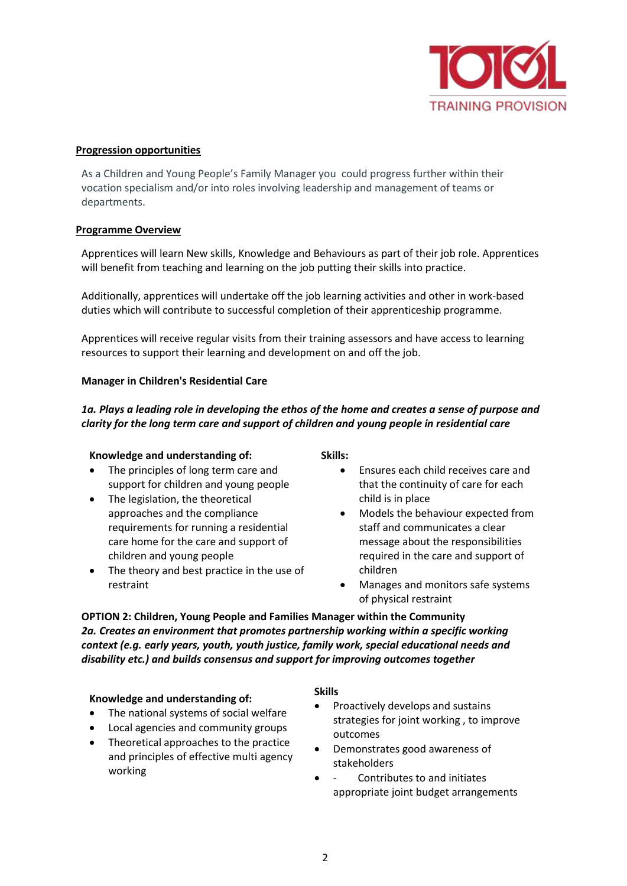**Progression opportunities**

As a Children and Young People's Family Manager you could progress further within their vocation specialism and/or into roles involving leadership and management of teams or departments.

**Programme Overview**

Apprentices will learn New skills, Knowledge and Behaviours as part of their job role. Apprentices will benefit from teaching and learning on the job putting their skills into practice.

Additionally, apprentices will undertake off the job learning activities and other in work-based duties which will contribute to successful completion of their apprenticeship programme.

Apprentices will receive regular visits from their training assessors and have access to learning resources to support their learning and development on and off the job.

**Manager in Children's Residential Care**

***1a. Plays a leading role in developing the ethos of the home and creates a sense of purpose and clarity for the long term care and support of children and young people in residential care***

**Knowledge and understanding of:**

- The principles of long term care and support for children and young people
- The legislation, the theoretical approaches and the compliance requirements for running a residential care home for the care and support of children and young people
- The theory and best practice in the use of restraint

**Skills:**

- Ensures each child receives care and that the continuity of care for each child is in place
- Models the behaviour expected from staff and communicates a clear message about the responsibilities required in the care and support of children
- Manages and monitors safe systems of physical restraint

**OPTION 2: Children, Young People and Families Manager within the Community**
***2a. Creates an environment that promotes partnership working within a specific working context (e.g. early years, youth, youth justice, family work, special educational needs and disability etc.) and builds consensus and support for improving outcomes together***

**Knowledge and understanding of:**

- The national systems of social welfare
- Local agencies and community groups
- Theoretical approaches to the practice and principles of effective multi agency working

**Skills**

- Proactively develops and sustains strategies for joint working , to improve outcomes
- Demonstrates good awareness of stakeholders
- - Contributes to and initiates appropriate joint budget arrangements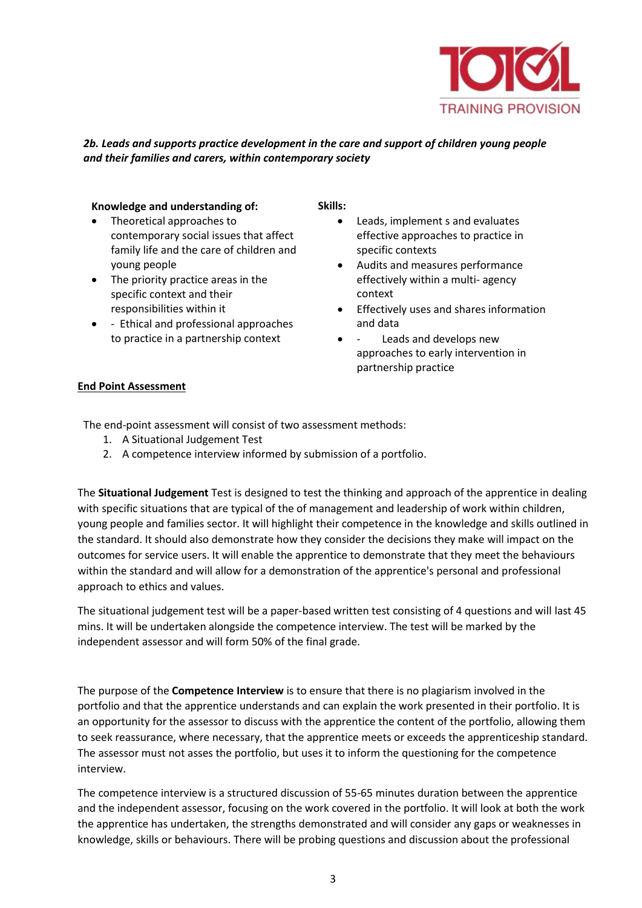***2b. Leads and supports practice development in the care and support of children young people and their families and carers, within contemporary society***

**Knowledge and understanding of:**

- Theoretical approaches to contemporary social issues that affect family life and the care of children and young people
- The priority practice areas in the specific context and their responsibilities within it
- - Ethical and professional approaches to practice in a partnership context

**Skills:**

- Leads, implement s and evaluates effective approaches to practice in specific contexts
- Audits and measures performance effectively within a multi- agency context
- Effectively uses and shares information and data
- - Leads and develops new approaches to early intervention in partnership practice

<u>**End Point Assessment**</u>

The end-point assessment will consist of two assessment methods:

1. A Situational Judgement Test
2. A competence interview informed by submission of a portfolio.

The **Situational Judgement** Test is designed to test the thinking and approach of the apprentice in dealing with specific situations that are typical of the of management and leadership of work within children, young people and families sector. It will highlight their competence in the knowledge and skills outlined in the standard. It should also demonstrate how they consider the decisions they make will impact on the outcomes for service users. It will enable the apprentice to demonstrate that they meet the behaviours within the standard and will allow for a demonstration of the apprentice's personal and professional approach to ethics and values.

The situational judgement test will be a paper-based written test consisting of 4 questions and will last 45 mins. It will be undertaken alongside the competence interview. The test will be marked by the independent assessor and will form 50% of the final grade.

The purpose of the **Competence Interview** is to ensure that there is no plagiarism involved in the portfolio and that the apprentice understands and can explain the work presented in their portfolio. It is an opportunity for the assessor to discuss with the apprentice the content of the portfolio, allowing them to seek reassurance, where necessary, that the apprentice meets or exceeds the apprenticeship standard. The assessor must not asses the portfolio, but uses it to inform the questioning for the competence interview.

The competence interview is a structured discussion of 55-65 minutes duration between the apprentice and the independent assessor, focusing on the work covered in the portfolio. It will look at both the work the apprentice has undertaken, the strengths demonstrated and will consider any gaps or weaknesses in knowledge, skills or behaviours. There will be probing questions and discussion about the professional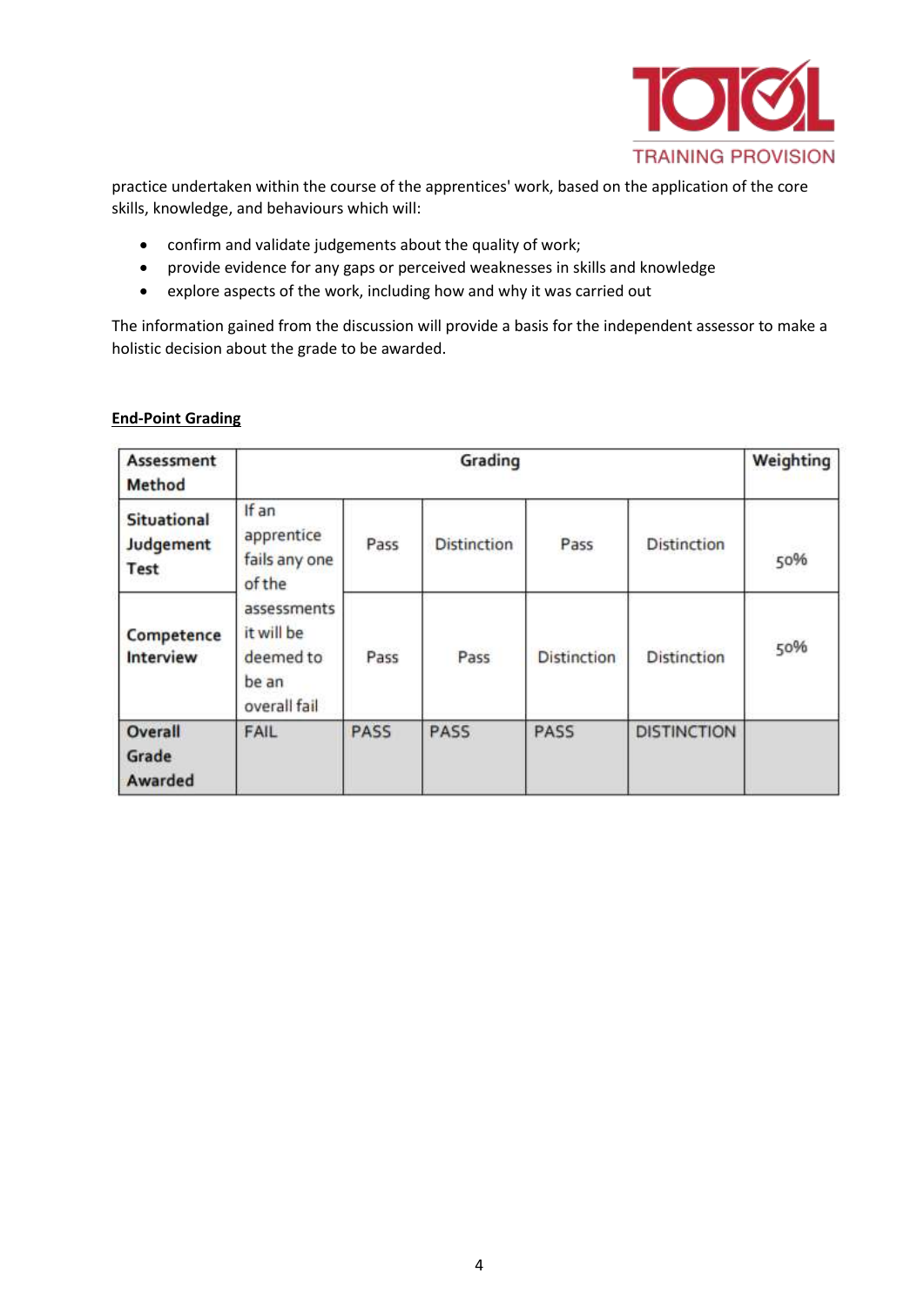practice undertaken within the course of the apprentices' work, based on the application of the core skills, knowledge, and behaviours which will:

- confirm and validate judgements about the quality of work;
- provide evidence for any gaps or perceived weaknesses in skills and knowledge
- explore aspects of the work, including how and why it was carried out

The information gained from the discussion will provide a basis for the independent assessor to make a holistic decision about the grade to be awarded.

**End-Point Grading**

| Assessment Method | Grading | | | | | Weighting |
|---|---|---|---|---|---|---|
| Situational Judgement Test | If an apprentice fails any one of the assessments it will be deemed to be an overall fail | Pass | Distinction | Pass | Distinction | 50% |
| Competence Interview | | Pass | Pass | Distinction | Distinction | 50% |
| Overall Grade Awarded | FAIL | PASS | PASS | PASS | DISTINCTION | |